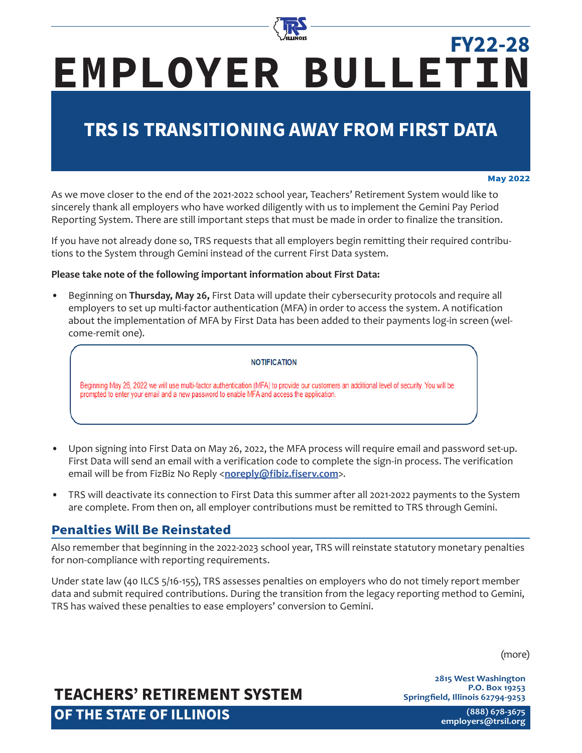# EMPLOYER BULLETIN

**FY22-28**

## TRS IS TRANSITIONING AWAY FROM FIRST DATA

**May 2022**

As we move closer to the end of the 2021-2022 school year, Teachers' Retirement System would like to sincerely thank all employers who have worked diligently with us to implement the Gemini Pay Period Reporting System. There are still important steps that must be made in order to finalize the transition.

If you have not already done so, TRS requests that all employers begin remitting their required contributions to the System through Gemini instead of the current First Data system.

**Please take note of the following important information about First Data:**

- Beginning on **Thursday, May 26,** First Data will update their cybersecurity protocols and require all employers to set up multi-factor authentication (MFA) in order to access the system. A notification about the implementation of MFA by First Data has been added to their payments log-in screen (welcome-remit one).

> **NOTIFICATION**
>
> Beginning May 26, 2022 we will use multi-factor authentication (MFA) to provide our customers an additional level of security. You will be prompted to enter your email and a new password to enable MFA and access the application.

- Upon signing into First Data on May 26, 2022, the MFA process will require email and password set-up. First Data will send an email with a verification code to complete the sign-in process. The verification email will be from FizBiz No Reply <**noreply@fibiz.fiserv.com**>.
- TRS will deactivate its connection to First Data this summer after all 2021-2022 payments to the System are complete. From then on, all employer contributions must be remitted to TRS through Gemini.

### Penalties Will Be Reinstated

Also remember that beginning in the 2022-2023 school year, TRS will reinstate statutory monetary penalties for non-compliance with reporting requirements.

Under state law (40 ILCS 5/16-155), TRS assesses penalties on employers who do not timely report member data and submit required contributions. During the transition from the legacy reporting method to Gemini, TRS has waived these penalties to ease employers' conversion to Gemini.

(more)

**TEACHERS' RETIREMENT SYSTEM OF THE STATE OF ILLINOIS**

2815 West Washington
P.O. Box 19253
Springfield, Illinois 62794-9253

(888) 678-3675
employers@trsil.org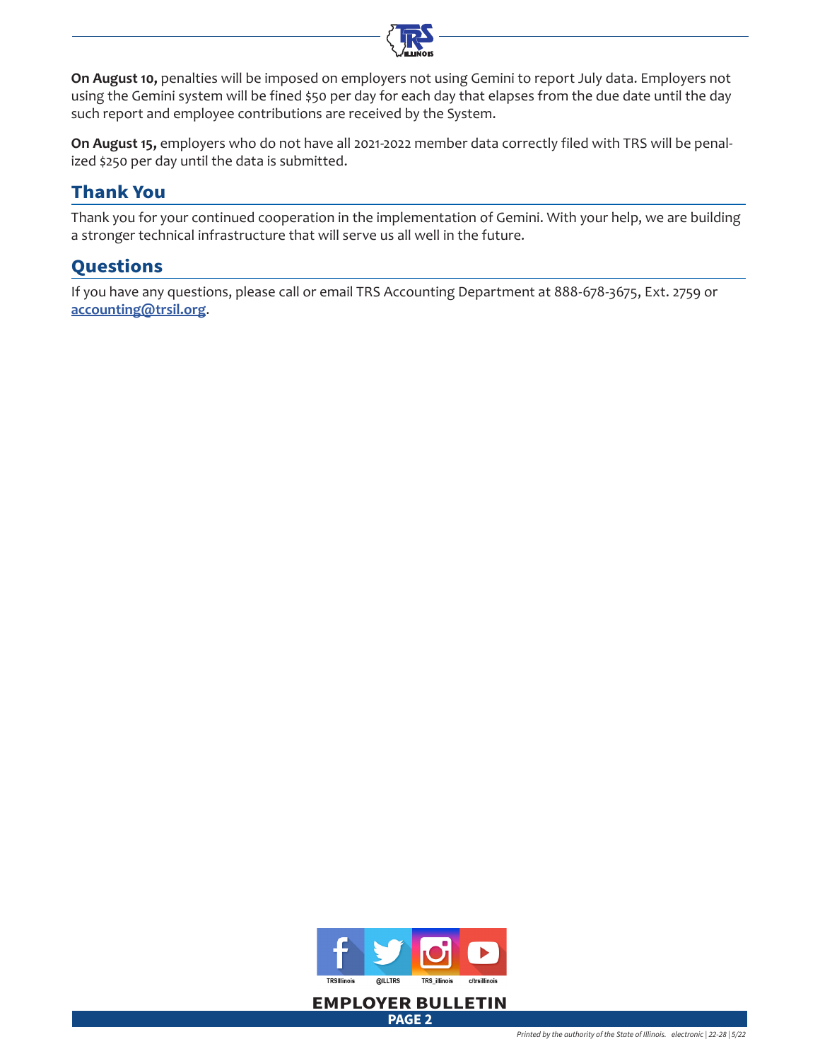**On August 10,** penalties will be imposed on employers not using Gemini to report July data. Employers not using the Gemini system will be fined $50 per day for each day that elapses from the due date until the day such report and employee contributions are received by the System.

**On August 15,** employers who do not have all 2021-2022 member data correctly filed with TRS will be penalized $250 per day until the data is submitted.

## Thank You

Thank you for your continued cooperation in the implementation of Gemini. With your help, we are building a stronger technical infrastructure that will serve us all well in the future.

## Questions

If you have any questions, please call or email TRS Accounting Department at 888-678-3675, Ext. 2759 or [accounting@trsil.org](mailto:accounting@trsil.org).

TRSIllinois @ILLTRS TRS_illinois c/trsillinois

*Printed by the authority of the State of Illinois. electronic | 22-28 | 5/22*